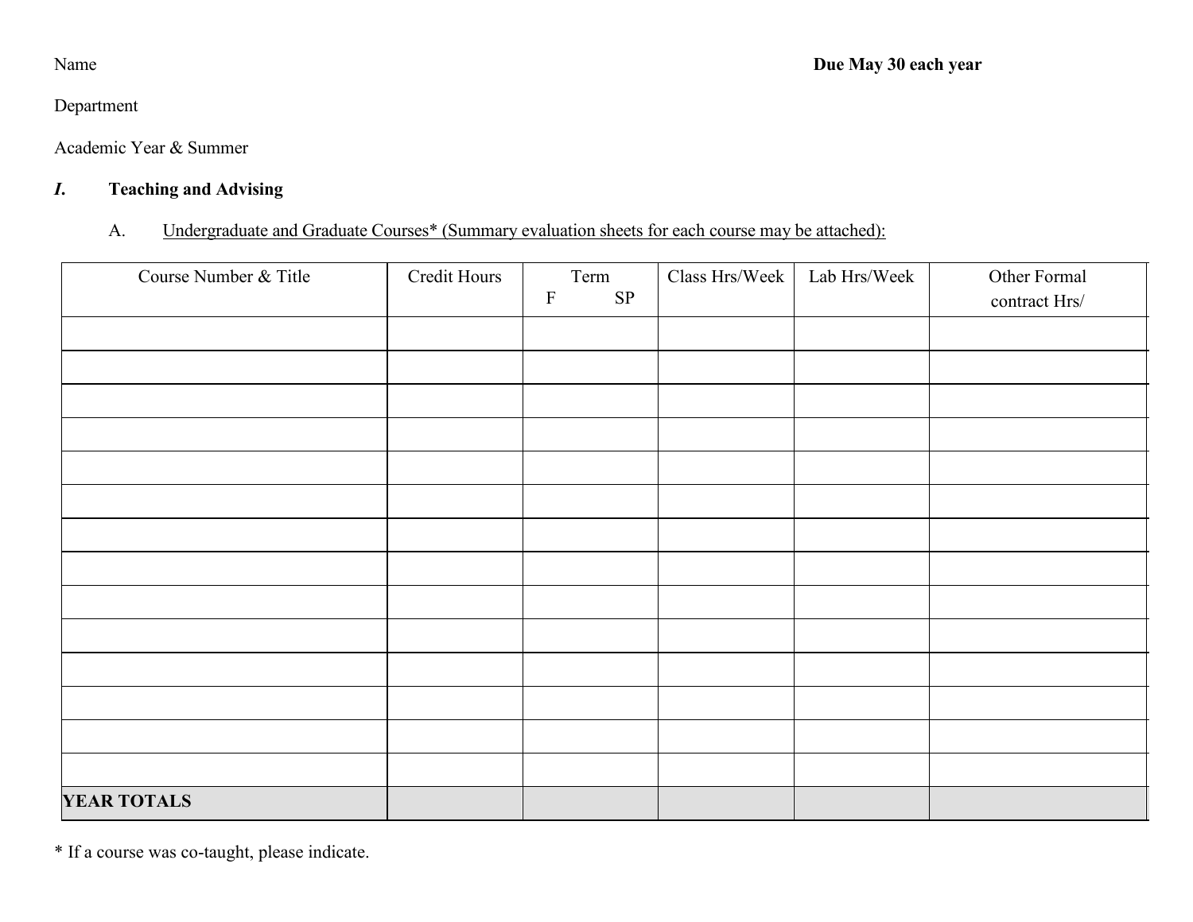Name **Due May 30 each year**

Department

Academic Year & Summer

***I.*** **Teaching and Advising**

A. Undergraduate and Graduate Courses* (Summary evaluation sheets for each course may be attached):

| Course Number & Title | Credit Hours | Term<br>F SP | Class Hrs/Week | Lab Hrs/Week | Other Formal contract Hrs/ |
|---|---|---|---|---|---|
| | | | | | |
| | | | | | |
| | | | | | |
| | | | | | |
| | | | | | |
| | | | | | |
| | | | | | |
| | | | | | |
| | | | | | |
| | | | | | |
| | | | | | |
| | | | | | |
| | | | | | |
| | | | | | |
| **YEAR TOTALS** | | | | | |

* If a course was co-taught, please indicate.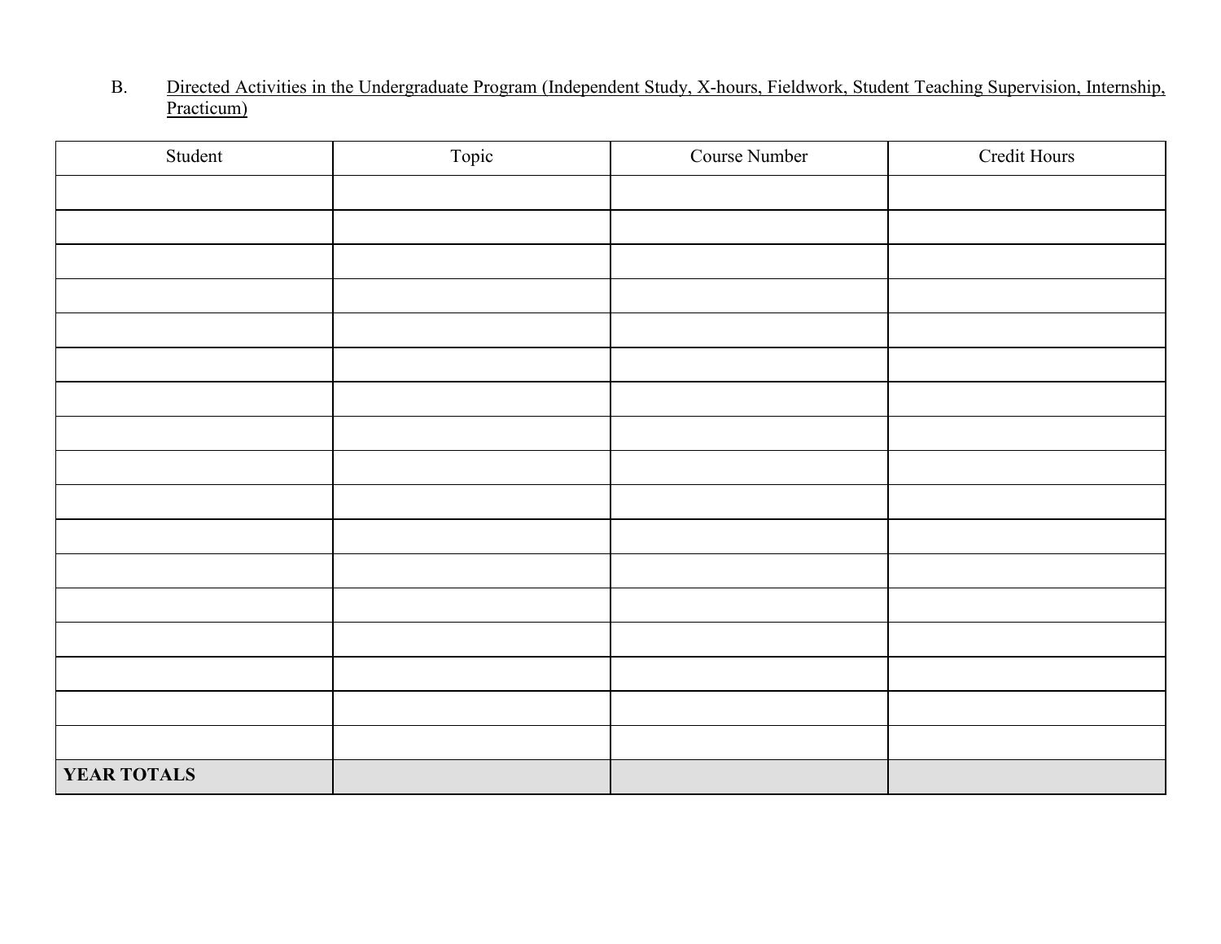B. Directed Activities in the Undergraduate Program (Independent Study, X-hours, Fieldwork, Student Teaching Supervision, Internship, Practicum)

| Student | Topic | Course Number | Credit Hours |
|---|---|---|---|
| | | | |
| | | | |
| | | | |
| | | | |
| | | | |
| | | | |
| | | | |
| | | | |
| | | | |
| | | | |
| | | | |
| | | | |
| | | | |
| | | | |
| | | | |
| | | | |
| | | | |
| **YEAR TOTALS** | | | |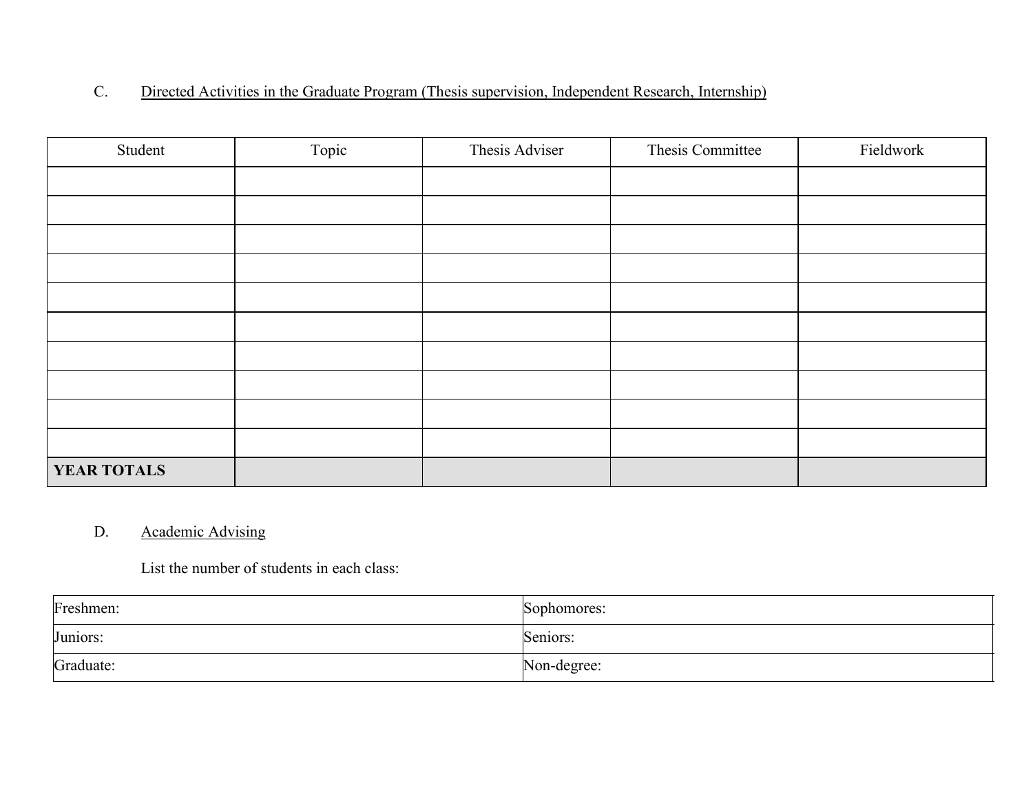C. Directed Activities in the Graduate Program (Thesis supervision, Independent Research, Internship)

| Student | Topic | Thesis Adviser | Thesis Committee | Fieldwork |
|---|---|---|---|---|
| | | | | |
| | | | | |
| | | | | |
| | | | | |
| | | | | |
| | | | | |
| | | | | |
| | | | | |
| | | | | |
| | | | | |
| **YEAR TOTALS** | | | | |

D. Academic Advising

List the number of students in each class:

| Freshmen: | Sophomores: |
|---|---|
| Juniors: | Seniors: |
| Graduate: | Non-degree: |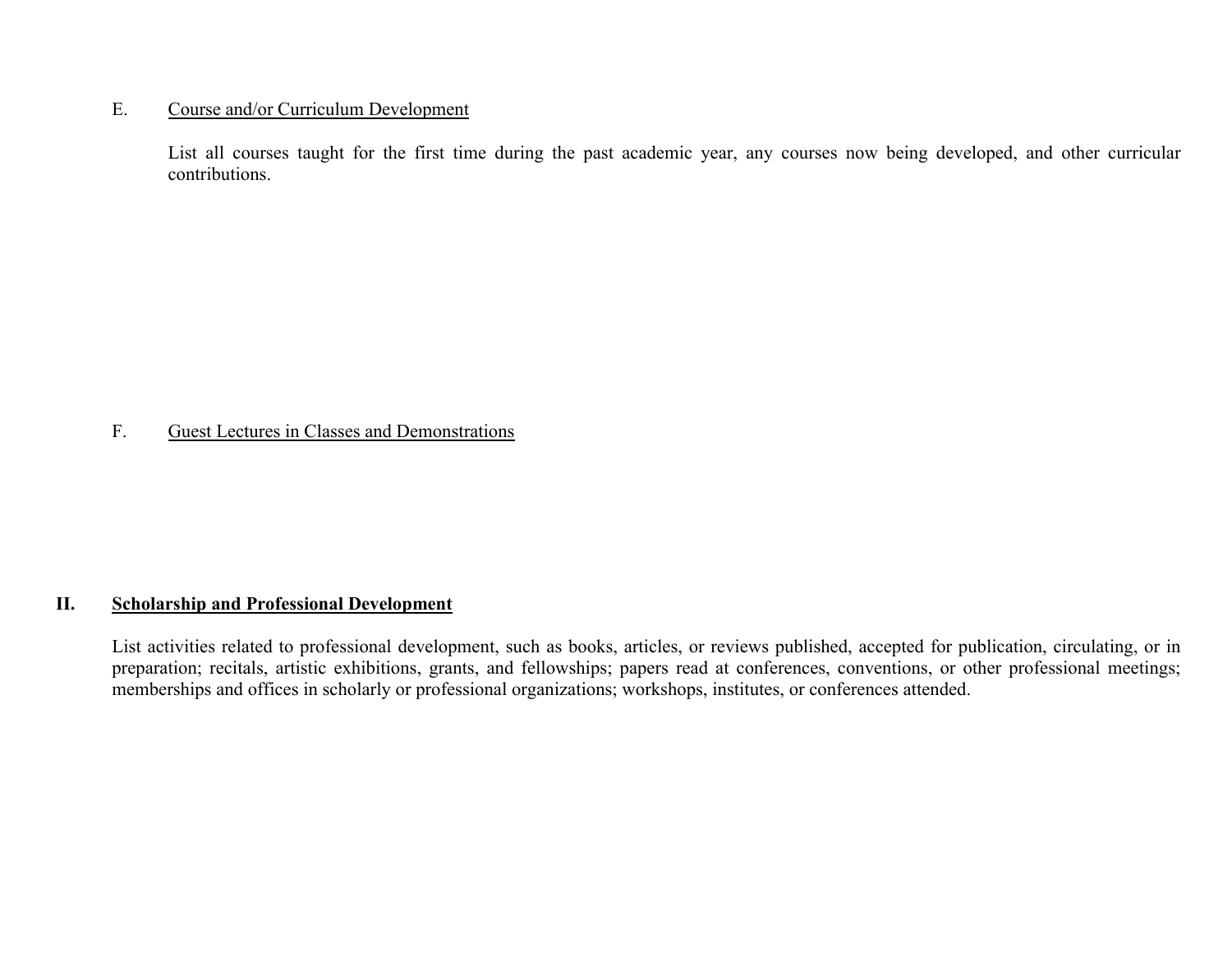E. Course and/or Curriculum Development

List all courses taught for the first time during the past academic year, any courses now being developed, and other curricular contributions.

F. Guest Lectures in Classes and Demonstrations

## II. Scholarship and Professional Development

List activities related to professional development, such as books, articles, or reviews published, accepted for publication, circulating, or in preparation; recitals, artistic exhibitions, grants, and fellowships; papers read at conferences, conventions, or other professional meetings; memberships and offices in scholarly or professional organizations; workshops, institutes, or conferences attended.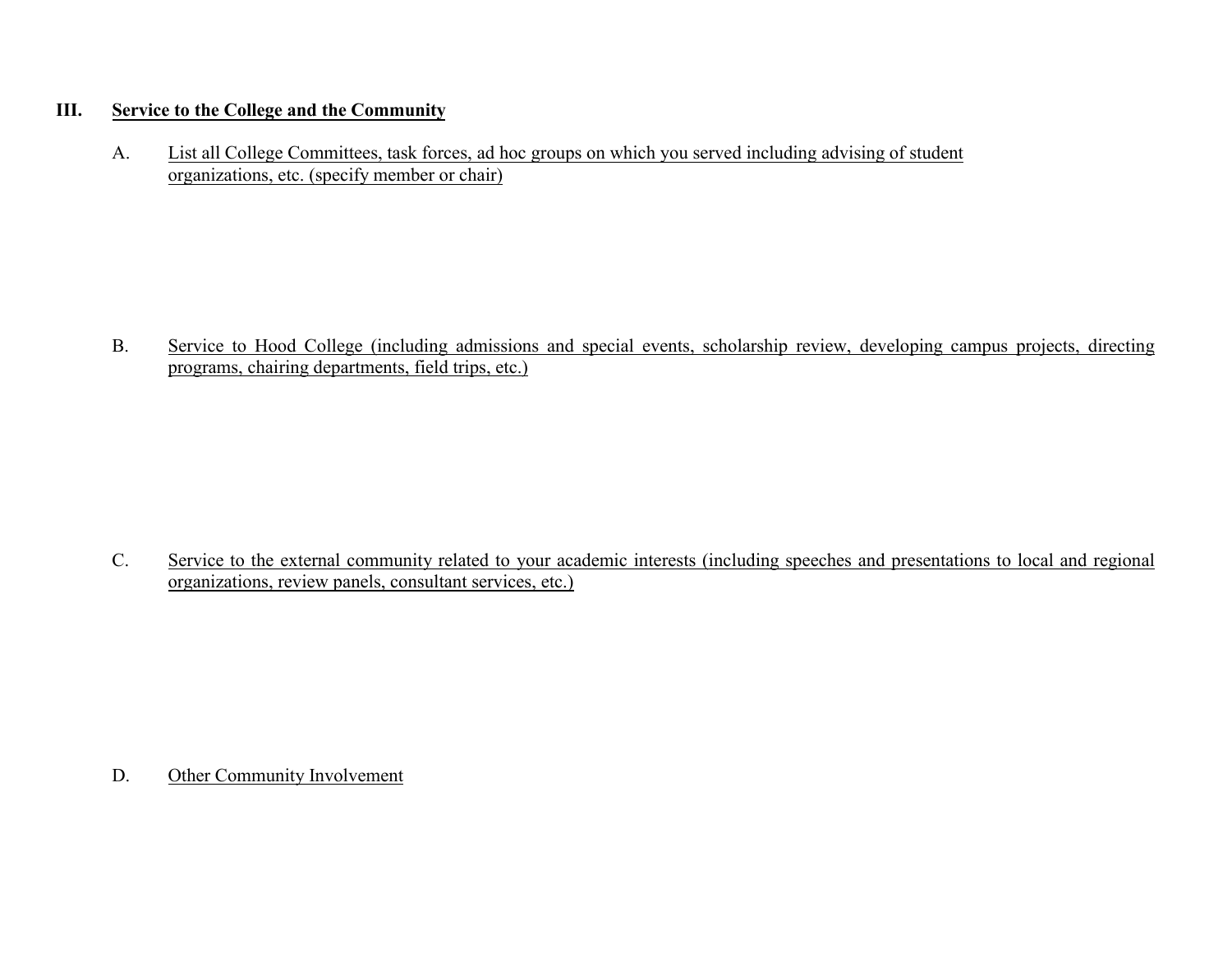## III. Service to the College and the Community

A. List all College Committees, task forces, ad hoc groups on which you served including advising of student organizations, etc. (specify member or chair)

B. Service to Hood College (including admissions and special events, scholarship review, developing campus projects, directing programs, chairing departments, field trips, etc.)

C. Service to the external community related to your academic interests (including speeches and presentations to local and regional organizations, review panels, consultant services, etc.)

D. Other Community Involvement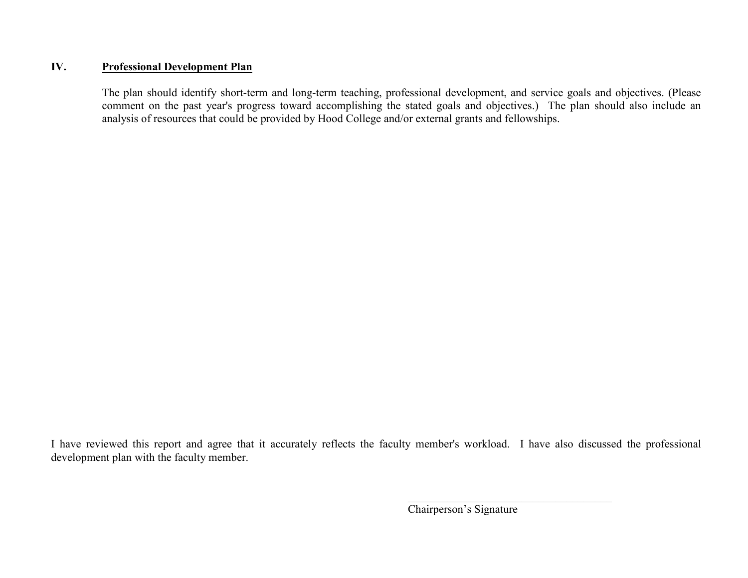## IV. Professional Development Plan

The plan should identify short-term and long-term teaching, professional development, and service goals and objectives. (Please comment on the past year's progress toward accomplishing the stated goals and objectives.) The plan should also include an analysis of resources that could be provided by Hood College and/or external grants and fellowships.

I have reviewed this report and agree that it accurately reflects the faculty member's workload. I have also discussed the professional development plan with the faculty member.

\_\_\_\_\_\_\_\_\_\_\_\_\_\_\_\_\_\_\_\_\_\_\_\_\_\_\_\_\_\_\_\_\_\_\_\_\_\_

Chairperson's Signature